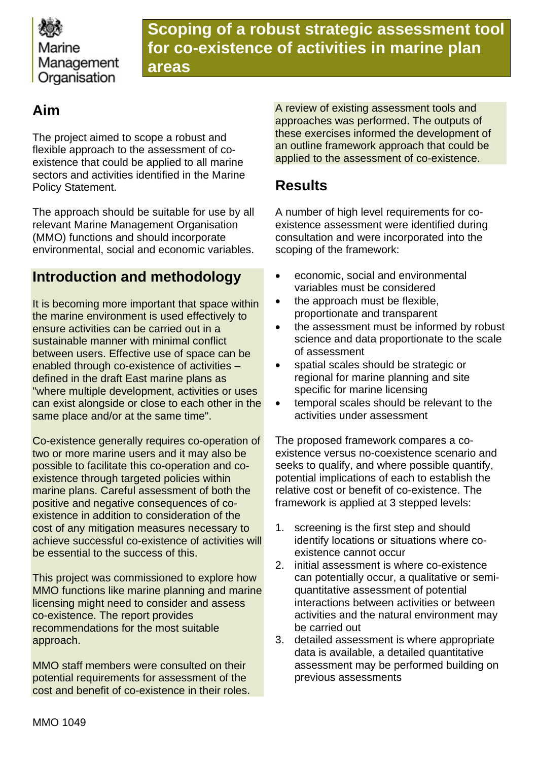# Scoping of a robust strategic assessment tool for co-existence of activities in marine plan areas

## Aim

The project aimed to scope a robust and flexible approach to the assessment of co-existence that could be applied to all marine sectors and activities identified in the Marine Policy Statement.

The approach should be suitable for use by all relevant Marine Management Organisation (MMO) functions and should incorporate environmental, social and economic variables.

## Introduction and methodology

It is becoming more important that space within the marine environment is used effectively to ensure activities can be carried out in a sustainable manner with minimal conflict between users. Effective use of space can be enabled through co-existence of activities – defined in the draft East marine plans as "where multiple development, activities or uses can exist alongside or close to each other in the same place and/or at the same time".

Co-existence generally requires co-operation of two or more marine users and it may also be possible to facilitate this co-operation and co-existence through targeted policies within marine plans. Careful assessment of both the positive and negative consequences of co-existence in addition to consideration of the cost of any mitigation measures necessary to achieve successful co-existence of activities will be essential to the success of this.

This project was commissioned to explore how MMO functions like marine planning and marine licensing might need to consider and assess co-existence. The report provides recommendations for the most suitable approach.

MMO staff members were consulted on their potential requirements for assessment of the cost and benefit of co-existence in their roles.

A review of existing assessment tools and approaches was performed. The outputs of these exercises informed the development of an outline framework approach that could be applied to the assessment of co-existence.

## Results

A number of high level requirements for co-existence assessment were identified during consultation and were incorporated into the scoping of the framework:

- economic, social and environmental variables must be considered
- the approach must be flexible, proportionate and transparent
- the assessment must be informed by robust science and data proportionate to the scale of assessment
- spatial scales should be strategic or regional for marine planning and site specific for marine licensing
- temporal scales should be relevant to the activities under assessment

The proposed framework compares a co-existence versus no-coexistence scenario and seeks to qualify, and where possible quantify, potential implications of each to establish the relative cost or benefit of co-existence. The framework is applied at 3 stepped levels:

1. screening is the first step and should identify locations or situations where co-existence cannot occur
2. initial assessment is where co-existence can potentially occur, a qualitative or semi-quantitative assessment of potential interactions between activities or between activities and the natural environment may be carried out
3. detailed assessment is where appropriate data is available, a detailed quantitative assessment may be performed building on previous assessments

MMO 1049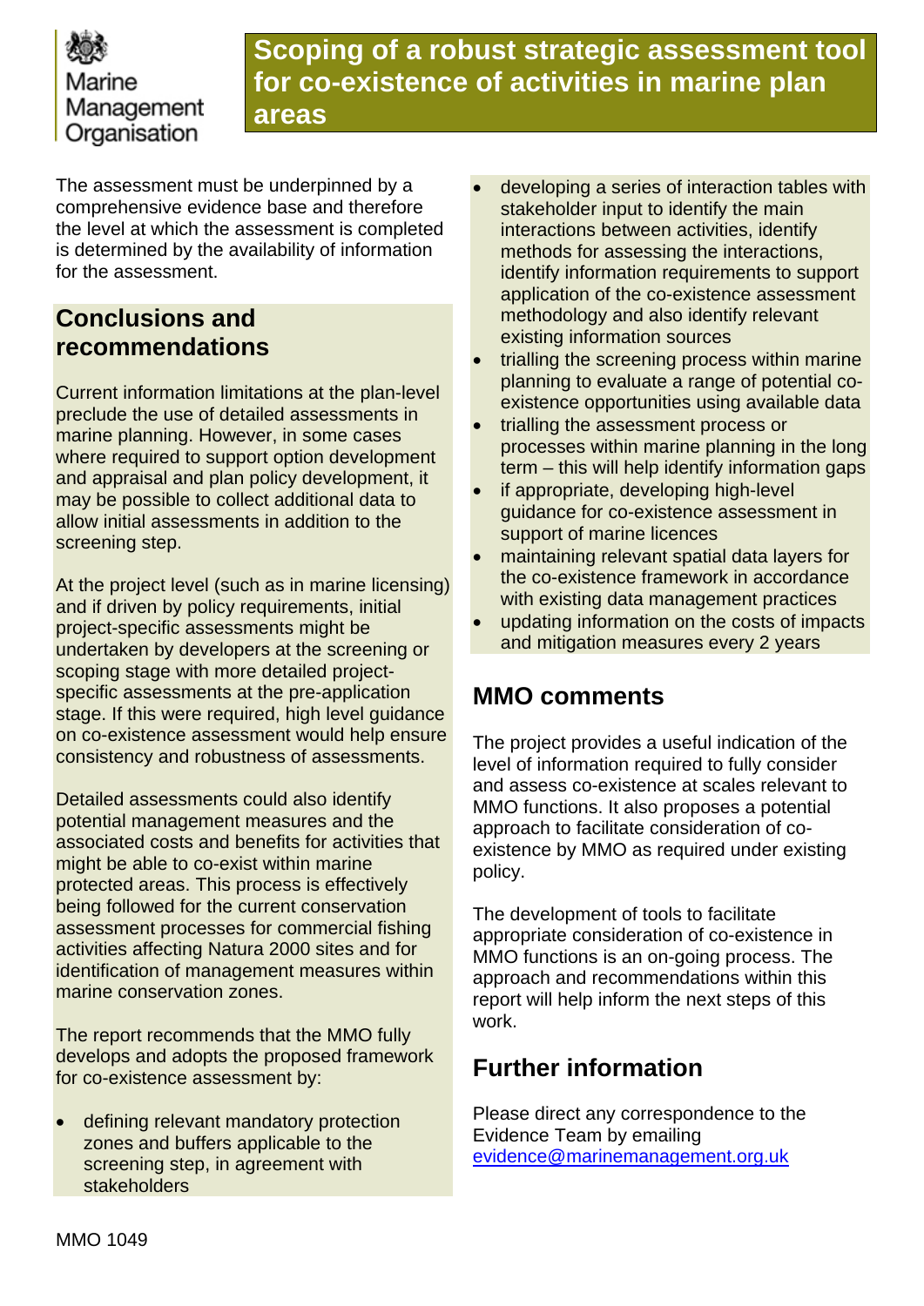# Scoping of a robust strategic assessment tool for co-existence of activities in marine plan areas

The assessment must be underpinned by a comprehensive evidence base and therefore the level at which the assessment is completed is determined by the availability of information for the assessment.

## Conclusions and recommendations

Current information limitations at the plan-level preclude the use of detailed assessments in marine planning. However, in some cases where required to support option development and appraisal and plan policy development, it may be possible to collect additional data to allow initial assessments in addition to the screening step.

At the project level (such as in marine licensing) and if driven by policy requirements, initial project-specific assessments might be undertaken by developers at the screening or scoping stage with more detailed project-specific assessments at the pre-application stage. If this were required, high level guidance on co-existence assessment would help ensure consistency and robustness of assessments.

Detailed assessments could also identify potential management measures and the associated costs and benefits for activities that might be able to co-exist within marine protected areas. This process is effectively being followed for the current conservation assessment processes for commercial fishing activities affecting Natura 2000 sites and for identification of management measures within marine conservation zones.

The report recommends that the MMO fully develops and adopts the proposed framework for co-existence assessment by:

- defining relevant mandatory protection zones and buffers applicable to the screening step, in agreement with stakeholders
- developing a series of interaction tables with stakeholder input to identify the main interactions between activities, identify methods for assessing the interactions, identify information requirements to support application of the co-existence assessment methodology and also identify relevant existing information sources
- trialling the screening process within marine planning to evaluate a range of potential co-existence opportunities using available data
- trialling the assessment process or processes within marine planning in the long term – this will help identify information gaps
- if appropriate, developing high-level guidance for co-existence assessment in support of marine licences
- maintaining relevant spatial data layers for the co-existence framework in accordance with existing data management practices
- updating information on the costs of impacts and mitigation measures every 2 years

## MMO comments

The project provides a useful indication of the level of information required to fully consider and assess co-existence at scales relevant to MMO functions. It also proposes a potential approach to facilitate consideration of co-existence by MMO as required under existing policy.

The development of tools to facilitate appropriate consideration of co-existence in MMO functions is an on-going process. The approach and recommendations within this report will help inform the next steps of this work.

## Further information

Please direct any correspondence to the Evidence Team by emailing evidence@marinemanagement.org.uk

MMO 1049